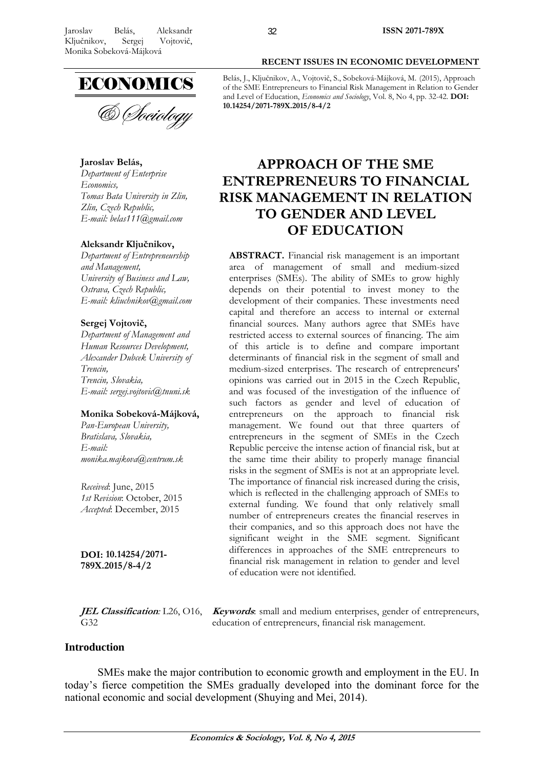Belás, J., Ključnikov, A., Vojtovič, S., Sobeková-Májková, M. (2015), Approach of the SME Entrepreneurs to Financial Risk Management in Relation to Gender and Level of Education, *Economics and Sociology*, Vol. 8, No 4, pp. 32-42. **DOI: 10.14254/2071-789X.2015/8-4/2**

**Jaroslav Belás,**
*Department of Enterprise Economics,*
*Tomas Bata University in Zlin, Zlin, Czech Republic,*
*E-mail: belas111@gmail.com*

**Aleksandr Ključnikov,**
*Department of Entrepreneurship and Management,*
*University of Business and Law, Ostrava, Czech Republic,*
*E-mail: kliuchnikov@gmail.com*

**Sergej Vojtovič,**
*Department of Management and Human Resources Development,*
*Alexander Dubcek University of Trencin,*
*Trencin, Slovakia,*
*E-mail: sergej.vojtovic@tnuni.sk*

**Monika Sobeková-Májková,**
*Pan-European University,*
*Bratislava, Slovakia,*
*E-mail: monika.majkova@centrum.sk*

*Received*: June, 2015
*1st Revision*: October, 2015
*Accepted*: December, 2015

**DOI: 10.14254/2071-789X.2015/8-4/2**

# APPROACH OF THE SME ENTREPRENEURS TO FINANCIAL RISK MANAGEMENT IN RELATION TO GENDER AND LEVEL OF EDUCATION

**ABSTRACT.** Financial risk management is an important area of management of small and medium-sized enterprises (SMEs). The ability of SMEs to grow highly depends on their potential to invest money to the development of their companies. These investments need capital and therefore an access to internal or external financial sources. Many authors agree that SMEs have restricted access to external sources of financing. The aim of this article is to define and compare important determinants of financial risk in the segment of small and medium-sized enterprises. The research of entrepreneurs' opinions was carried out in 2015 in the Czech Republic, and was focused of the investigation of the influence of such factors as gender and level of education of entrepreneurs on the approach to financial risk management. We found out that three quarters of entrepreneurs in the segment of SMEs in the Czech Republic perceive the intense action of financial risk, but at the same time their ability to properly manage financial risks in the segment of SMEs is not at an appropriate level. The importance of financial risk increased during the crisis, which is reflected in the challenging approach of SMEs to external funding. We found that only relatively small number of entrepreneurs creates the financial reserves in their companies, and so this approach does not have the significant weight in the SME segment. Significant differences in approaches of the SME entrepreneurs to financial risk management in relation to gender and level of education were not identified.

***JEL Classification**:* L26, O16, G32

***Keywords***: small and medium enterprises, gender of entrepreneurs, education of entrepreneurs, financial risk management.

## Introduction

SMEs make the major contribution to economic growth and employment in the EU. In today's fierce competition the SMEs gradually developed into the dominant force for the national economic and social development (Shuying and Mei, 2014).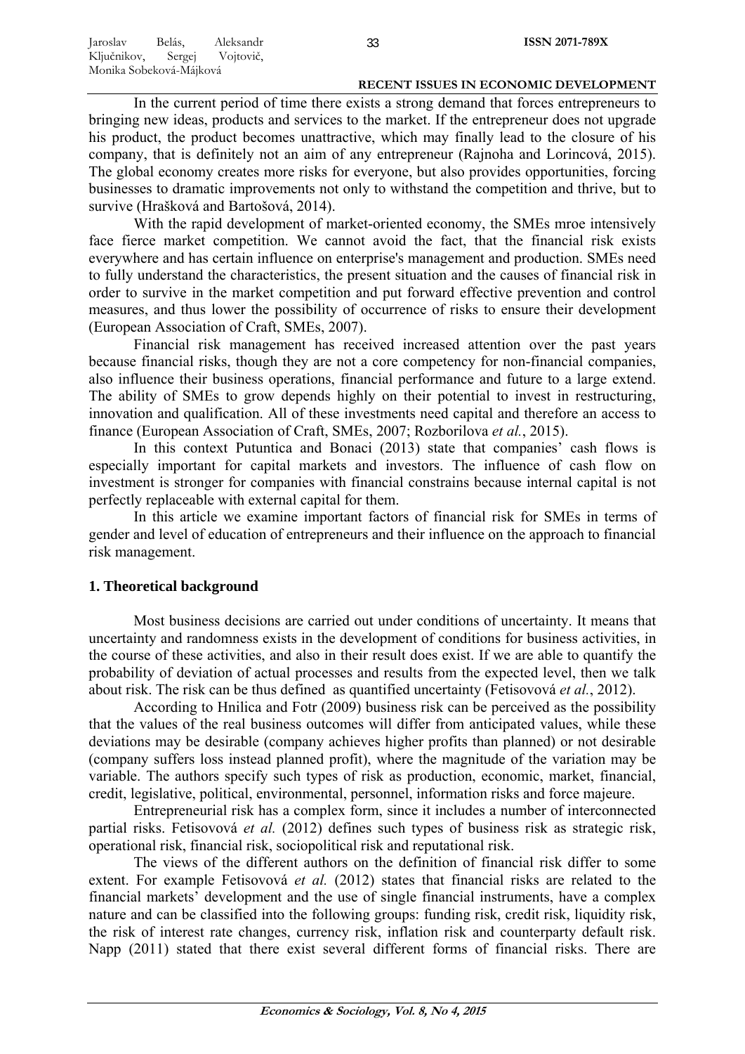In the current period of time there exists a strong demand that forces entrepreneurs to bringing new ideas, products and services to the market. If the entrepreneur does not upgrade his product, the product becomes unattractive, which may finally lead to the closure of his company, that is definitely not an aim of any entrepreneur (Rajnoha and Lorincová, 2015). The global economy creates more risks for everyone, but also provides opportunities, forcing businesses to dramatic improvements not only to withstand the competition and thrive, but to survive (Hrašková and Bartošová, 2014).

With the rapid development of market-oriented economy, the SMEs mroe intensively face fierce market competition. We cannot avoid the fact, that the financial risk exists everywhere and has certain influence on enterprise's management and production. SMEs need to fully understand the characteristics, the present situation and the causes of financial risk in order to survive in the market competition and put forward effective prevention and control measures, and thus lower the possibility of occurrence of risks to ensure their development (European Association of Craft, SMEs, 2007).

Financial risk management has received increased attention over the past years because financial risks, though they are not a core competency for non-financial companies, also influence their business operations, financial performance and future to a large extend. The ability of SMEs to grow depends highly on their potential to invest in restructuring, innovation and qualification. All of these investments need capital and therefore an access to finance (European Association of Craft, SMEs, 2007; Rozborilova *et al.*, 2015).

In this context Putuntica and Bonaci (2013) state that companies' cash flows is especially important for capital markets and investors. The influence of cash flow on investment is stronger for companies with financial constrains because internal capital is not perfectly replaceable with external capital for them.

In this article we examine important factors of financial risk for SMEs in terms of gender and level of education of entrepreneurs and their influence on the approach to financial risk management.

## 1. Theoretical background

Most business decisions are carried out under conditions of uncertainty. It means that uncertainty and randomness exists in the development of conditions for business activities, in the course of these activities, and also in their result does exist. If we are able to quantify the probability of deviation of actual processes and results from the expected level, then we talk about risk. The risk can be thus defined as quantified uncertainty (Fetisovová *et al.*, 2012).

According to Hnilica and Fotr (2009) business risk can be perceived as the possibility that the values of the real business outcomes will differ from anticipated values, while these deviations may be desirable (company achieves higher profits than planned) or not desirable (company suffers loss instead planned profit), where the magnitude of the variation may be variable. The authors specify such types of risk as production, economic, market, financial, credit, legislative, political, environmental, personnel, information risks and force majeure.

Entrepreneurial risk has a complex form, since it includes a number of interconnected partial risks. Fetisovová *et al.* (2012) defines such types of business risk as strategic risk, operational risk, financial risk, sociopolitical risk and reputational risk.

The views of the different authors on the definition of financial risk differ to some extent. For example Fetisovová *et al.* (2012) states that financial risks are related to the financial markets' development and the use of single financial instruments, have a complex nature and can be classified into the following groups: funding risk, credit risk, liquidity risk, the risk of interest rate changes, currency risk, inflation risk and counterparty default risk. Napp (2011) stated that there exist several different forms of financial risks. There are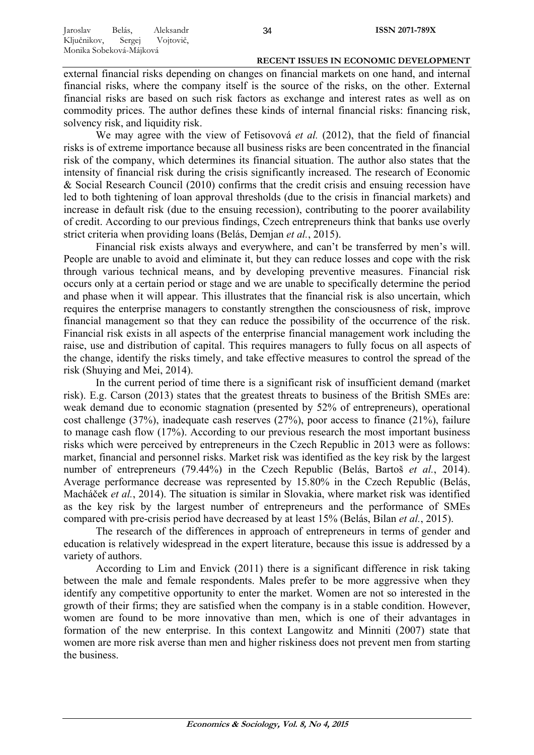external financial risks depending on changes on financial markets on one hand, and internal financial risks, where the company itself is the source of the risks, on the other. External financial risks are based on such risk factors as exchange and interest rates as well as on commodity prices. The author defines these kinds of internal financial risks: financing risk, solvency risk, and liquidity risk.

We may agree with the view of Fetisovová *et al.* (2012), that the field of financial risks is of extreme importance because all business risks are been concentrated in the financial risk of the company, which determines its financial situation. The author also states that the intensity of financial risk during the crisis significantly increased. The research of Economic & Social Research Council (2010) confirms that the credit crisis and ensuing recession have led to both tightening of loan approval thresholds (due to the crisis in financial markets) and increase in default risk (due to the ensuing recession), contributing to the poorer availability of credit. According to our previous findings, Czech entrepreneurs think that banks use overly strict criteria when providing loans (Belás, Demjan *et al.*, 2015).

Financial risk exists always and everywhere, and can't be transferred by men's will. People are unable to avoid and eliminate it, but they can reduce losses and cope with the risk through various technical means, and by developing preventive measures. Financial risk occurs only at a certain period or stage and we are unable to specifically determine the period and phase when it will appear. This illustrates that the financial risk is also uncertain, which requires the enterprise managers to constantly strengthen the consciousness of risk, improve financial management so that they can reduce the possibility of the occurrence of the risk. Financial risk exists in all aspects of the enterprise financial management work including the raise, use and distribution of capital. This requires managers to fully focus on all aspects of the change, identify the risks timely, and take effective measures to control the spread of the risk (Shuying and Mei, 2014).

In the current period of time there is a significant risk of insufficient demand (market risk). E.g. Carson (2013) states that the greatest threats to business of the British SMEs are: weak demand due to economic stagnation (presented by 52% of entrepreneurs), operational cost challenge (37%), inadequate cash reserves (27%), poor access to finance (21%), failure to manage cash flow (17%). According to our previous research the most important business risks which were perceived by entrepreneurs in the Czech Republic in 2013 were as follows: market, financial and personnel risks. Market risk was identified as the key risk by the largest number of entrepreneurs (79.44%) in the Czech Republic (Belás, Bartoš *et al.*, 2014). Average performance decrease was represented by 15.80% in the Czech Republic (Belás, Macháček *et al.*, 2014). The situation is similar in Slovakia, where market risk was identified as the key risk by the largest number of entrepreneurs and the performance of SMEs compared with pre-crisis period have decreased by at least 15% (Belás, Bilan *et al.*, 2015).

The research of the differences in approach of entrepreneurs in terms of gender and education is relatively widespread in the expert literature, because this issue is addressed by a variety of authors.

According to Lim and Envick (2011) there is a significant difference in risk taking between the male and female respondents. Males prefer to be more aggressive when they identify any competitive opportunity to enter the market. Women are not so interested in the growth of their firms; they are satisfied when the company is in a stable condition. However, women are found to be more innovative than men, which is one of their advantages in formation of the new enterprise. In this context Langowitz and Minniti (2007) state that women are more risk averse than men and higher riskiness does not prevent men from starting the business.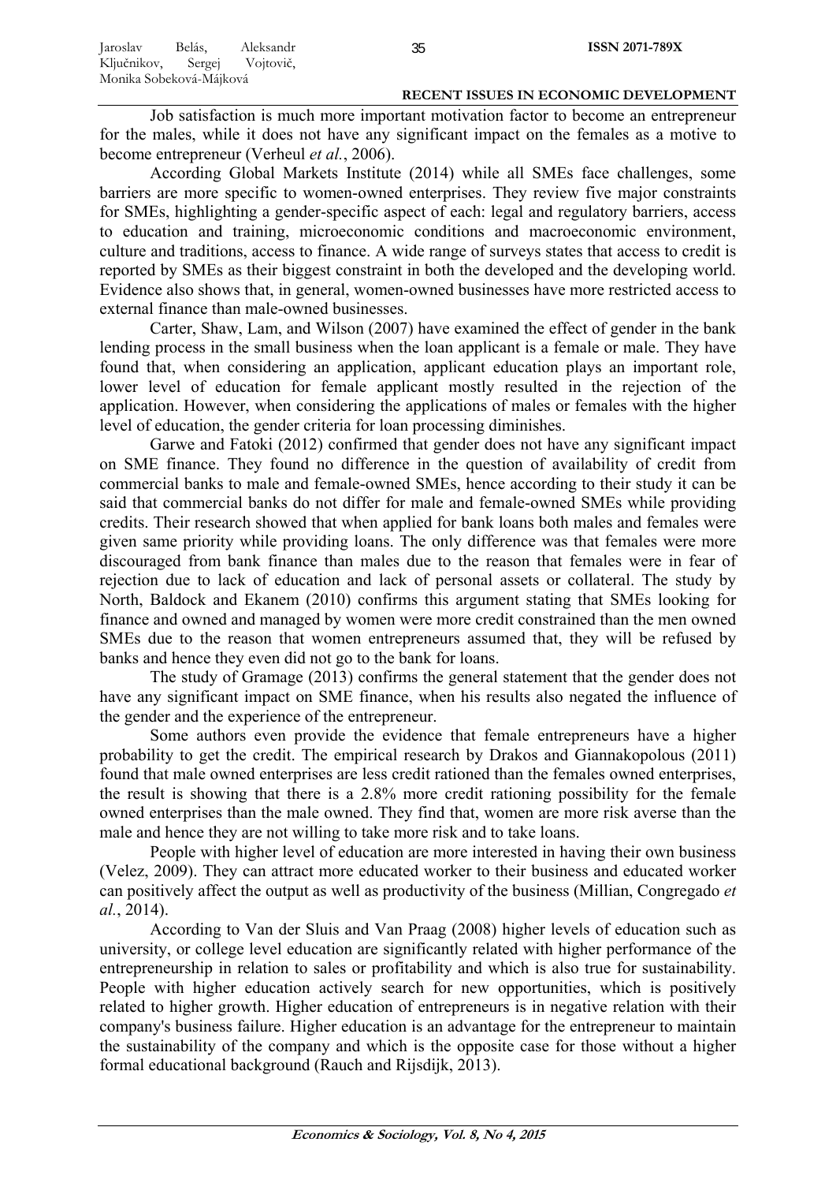Job satisfaction is much more important motivation factor to become an entrepreneur for the males, while it does not have any significant impact on the females as a motive to become entrepreneur (Verheul *et al.*, 2006).

According Global Markets Institute (2014) while all SMEs face challenges, some barriers are more specific to women-owned enterprises. They review five major constraints for SMEs, highlighting a gender-specific aspect of each: legal and regulatory barriers, access to education and training, microeconomic conditions and macroeconomic environment, culture and traditions, access to finance. A wide range of surveys states that access to credit is reported by SMEs as their biggest constraint in both the developed and the developing world. Evidence also shows that, in general, women-owned businesses have more restricted access to external finance than male-owned businesses.

Carter, Shaw, Lam, and Wilson (2007) have examined the effect of gender in the bank lending process in the small business when the loan applicant is a female or male. They have found that, when considering an application, applicant education plays an important role, lower level of education for female applicant mostly resulted in the rejection of the application. However, when considering the applications of males or females with the higher level of education, the gender criteria for loan processing diminishes.

Garwe and Fatoki (2012) confirmed that gender does not have any significant impact on SME finance. They found no difference in the question of availability of credit from commercial banks to male and female-owned SMEs, hence according to their study it can be said that commercial banks do not differ for male and female-owned SMEs while providing credits. Their research showed that when applied for bank loans both males and females were given same priority while providing loans. The only difference was that females were more discouraged from bank finance than males due to the reason that females were in fear of rejection due to lack of education and lack of personal assets or collateral. The study by North, Baldock and Ekanem (2010) confirms this argument stating that SMEs looking for finance and owned and managed by women were more credit constrained than the men owned SMEs due to the reason that women entrepreneurs assumed that, they will be refused by banks and hence they even did not go to the bank for loans.

The study of Gramage (2013) confirms the general statement that the gender does not have any significant impact on SME finance, when his results also negated the influence of the gender and the experience of the entrepreneur.

Some authors even provide the evidence that female entrepreneurs have a higher probability to get the credit. The empirical research by Drakos and Giannakopolous (2011) found that male owned enterprises are less credit rationed than the females owned enterprises, the result is showing that there is a 2.8% more credit rationing possibility for the female owned enterprises than the male owned. They find that, women are more risk averse than the male and hence they are not willing to take more risk and to take loans.

People with higher level of education are more interested in having their own business (Velez, 2009). They can attract more educated worker to their business and educated worker can positively affect the output as well as productivity of the business (Millian, Congregado *et al.*, 2014).

According to Van der Sluis and Van Praag (2008) higher levels of education such as university, or college level education are significantly related with higher performance of the entrepreneurship in relation to sales or profitability and which is also true for sustainability. People with higher education actively search for new opportunities, which is positively related to higher growth. Higher education of entrepreneurs is in negative relation with their company's business failure. Higher education is an advantage for the entrepreneur to maintain the sustainability of the company and which is the opposite case for those without a higher formal educational background (Rauch and Rijsdijk, 2013).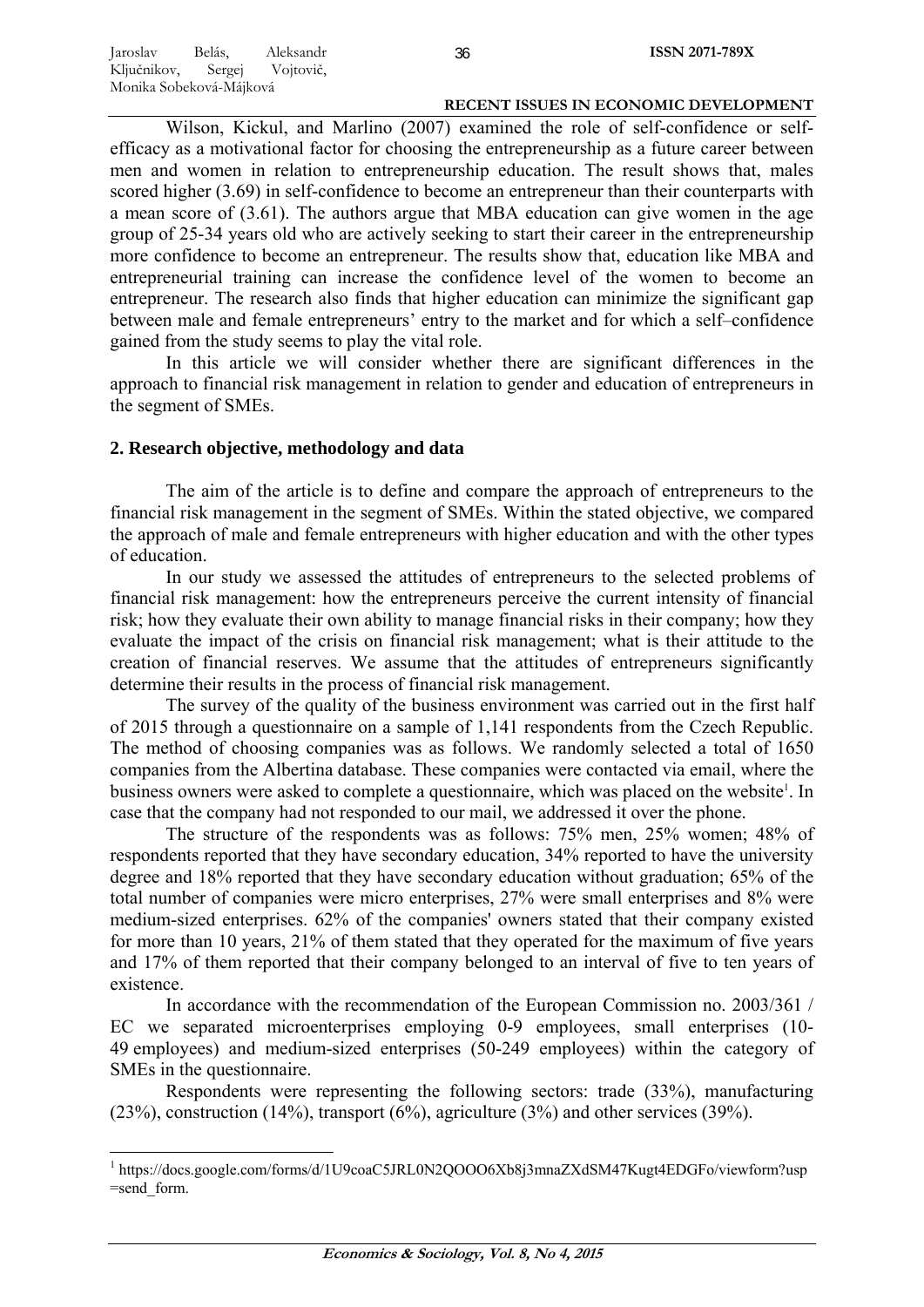Wilson, Kickul, and Marlino (2007) examined the role of self-confidence or self-efficacy as a motivational factor for choosing the entrepreneurship as a future career between men and women in relation to entrepreneurship education. The result shows that, males scored higher (3.69) in self-confidence to become an entrepreneur than their counterparts with a mean score of (3.61). The authors argue that MBA education can give women in the age group of 25-34 years old who are actively seeking to start their career in the entrepreneurship more confidence to become an entrepreneur. The results show that, education like MBA and entrepreneurial training can increase the confidence level of the women to become an entrepreneur. The research also finds that higher education can minimize the significant gap between male and female entrepreneurs' entry to the market and for which a self–confidence gained from the study seems to play the vital role.

In this article we will consider whether there are significant differences in the approach to financial risk management in relation to gender and education of entrepreneurs in the segment of SMEs.

## 2. Research objective, methodology and data

The aim of the article is to define and compare the approach of entrepreneurs to the financial risk management in the segment of SMEs. Within the stated objective, we compared the approach of male and female entrepreneurs with higher education and with the other types of education.

In our study we assessed the attitudes of entrepreneurs to the selected problems of financial risk management: how the entrepreneurs perceive the current intensity of financial risk; how they evaluate their own ability to manage financial risks in their company; how they evaluate the impact of the crisis on financial risk management; what is their attitude to the creation of financial reserves. We assume that the attitudes of entrepreneurs significantly determine their results in the process of financial risk management.

The survey of the quality of the business environment was carried out in the first half of 2015 through a questionnaire on a sample of 1,141 respondents from the Czech Republic. The method of choosing companies was as follows. We randomly selected a total of 1650 companies from the Albertina database. These companies were contacted via email, where the business owners were asked to complete a questionnaire, which was placed on the website[1]. In case that the company had not responded to our mail, we addressed it over the phone.

The structure of the respondents was as follows: 75% men, 25% women; 48% of respondents reported that they have secondary education, 34% reported to have the university degree and 18% reported that they have secondary education without graduation; 65% of the total number of companies were micro enterprises, 27% were small enterprises and 8% were medium-sized enterprises. 62% of the companies' owners stated that their company existed for more than 10 years, 21% of them stated that they operated for the maximum of five years and 17% of them reported that their company belonged to an interval of five to ten years of existence.

In accordance with the recommendation of the European Commission no. 2003/361 / EC we separated microenterprises employing 0-9 employees, small enterprises (10-49 employees) and medium-sized enterprises (50-249 employees) within the category of SMEs in the questionnaire.

Respondents were representing the following sectors: trade (33%), manufacturing (23%), construction (14%), transport (6%), agriculture (3%) and other services (39%).

[1] https://docs.google.com/forms/d/1U9coaC5JRL0N2QOOO6Xb8j3mnaZXdSM47Kugt4EDGFo/viewform?usp=send_form.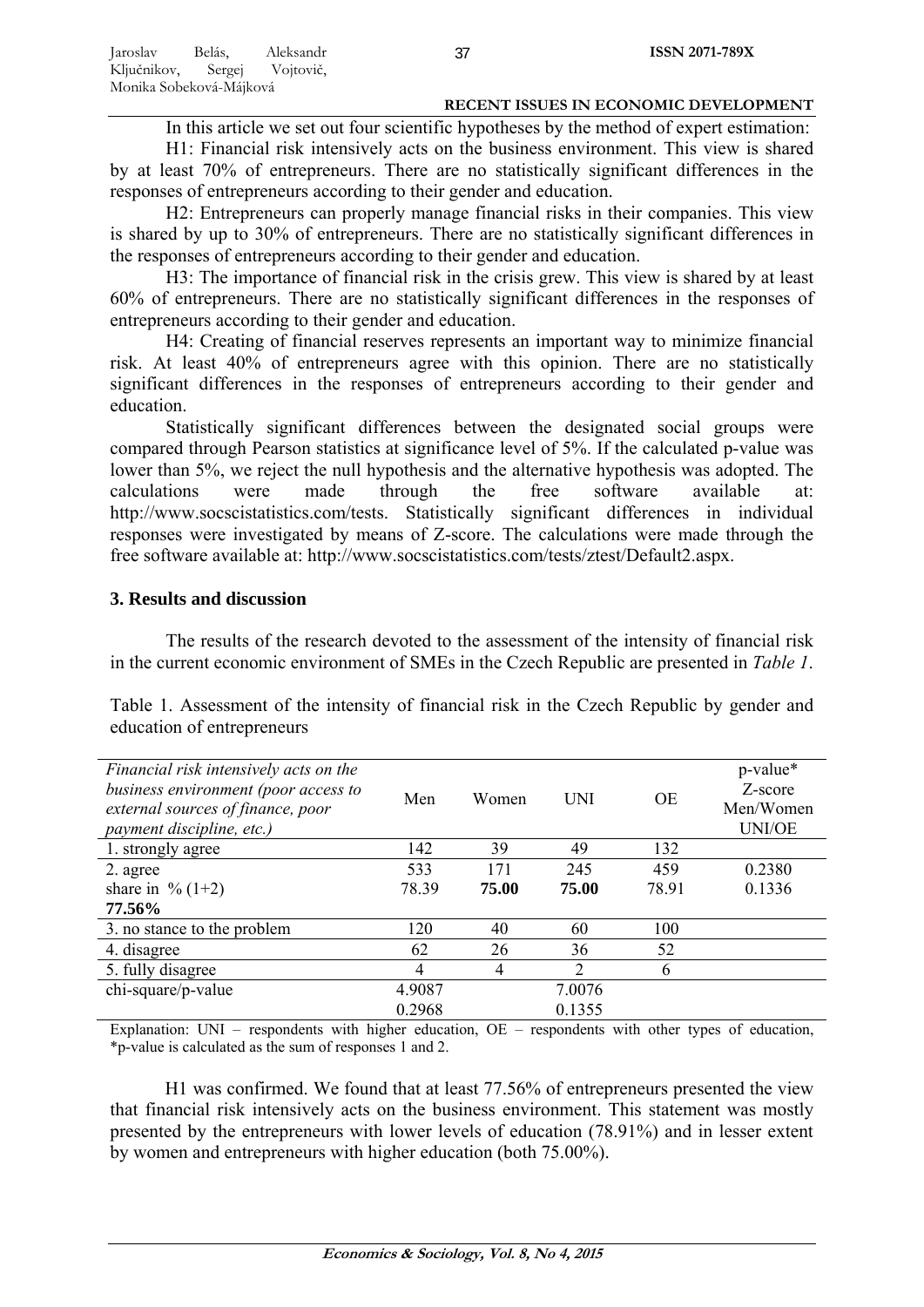In this article we set out four scientific hypotheses by the method of expert estimation:

H1: Financial risk intensively acts on the business environment. This view is shared by at least 70% of entrepreneurs. There are no statistically significant differences in the responses of entrepreneurs according to their gender and education.

H2: Entrepreneurs can properly manage financial risks in their companies. This view is shared by up to 30% of entrepreneurs. There are no statistically significant differences in the responses of entrepreneurs according to their gender and education.

H3: The importance of financial risk in the crisis grew. This view is shared by at least 60% of entrepreneurs. There are no statistically significant differences in the responses of entrepreneurs according to their gender and education.

H4: Creating of financial reserves represents an important way to minimize financial risk. At least 40% of entrepreneurs agree with this opinion. There are no statistically significant differences in the responses of entrepreneurs according to their gender and education.

Statistically significant differences between the designated social groups were compared through Pearson statistics at significance level of 5%. If the calculated p-value was lower than 5%, we reject the null hypothesis and the alternative hypothesis was adopted. The calculations were made through the free software available at: http://www.socscistatistics.com/tests. Statistically significant differences in individual responses were investigated by means of Z-score. The calculations were made through the free software available at: http://www.socscistatistics.com/tests/ztest/Default2.aspx.

## 3. Results and discussion

The results of the research devoted to the assessment of the intensity of financial risk in the current economic environment of SMEs in the Czech Republic are presented in *Table 1*.

Table 1. Assessment of the intensity of financial risk in the Czech Republic by gender and education of entrepreneurs

| *Financial risk intensively acts on the business environment (poor access to external sources of finance, poor payment discipline, etc.)* | Men | Women | UNI | OE | p-value* Z-score Men/Women UNI/OE |
|---|---|---|---|---|---|
| 1. strongly agree | 142 | 39 | 49 | 132 | |
| 2. agree<br>share in % (1+2)<br>**77.56%** | 533<br>78.39 | 171<br>**75.00** | 245<br>**75.00** | 459<br>78.91 | 0.2380<br>0.1336 |
| 3. no stance to the problem | 120 | 40 | 60 | 100 | |
| 4. disagree | 62 | 26 | 36 | 52 | |
| 5. fully disagree | 4 | 4 | 2 | 6 | |
| chi-square/p-value | 4.9087<br>0.2968 | | 7.0076<br>0.1355 | | |

Explanation: UNI – respondents with higher education, OE – respondents with other types of education, *p-value is calculated as the sum of responses 1 and 2.

H1 was confirmed. We found that at least 77.56% of entrepreneurs presented the view that financial risk intensively acts on the business environment. This statement was mostly presented by the entrepreneurs with lower levels of education (78.91%) and in lesser extent by women and entrepreneurs with higher education (both 75.00%).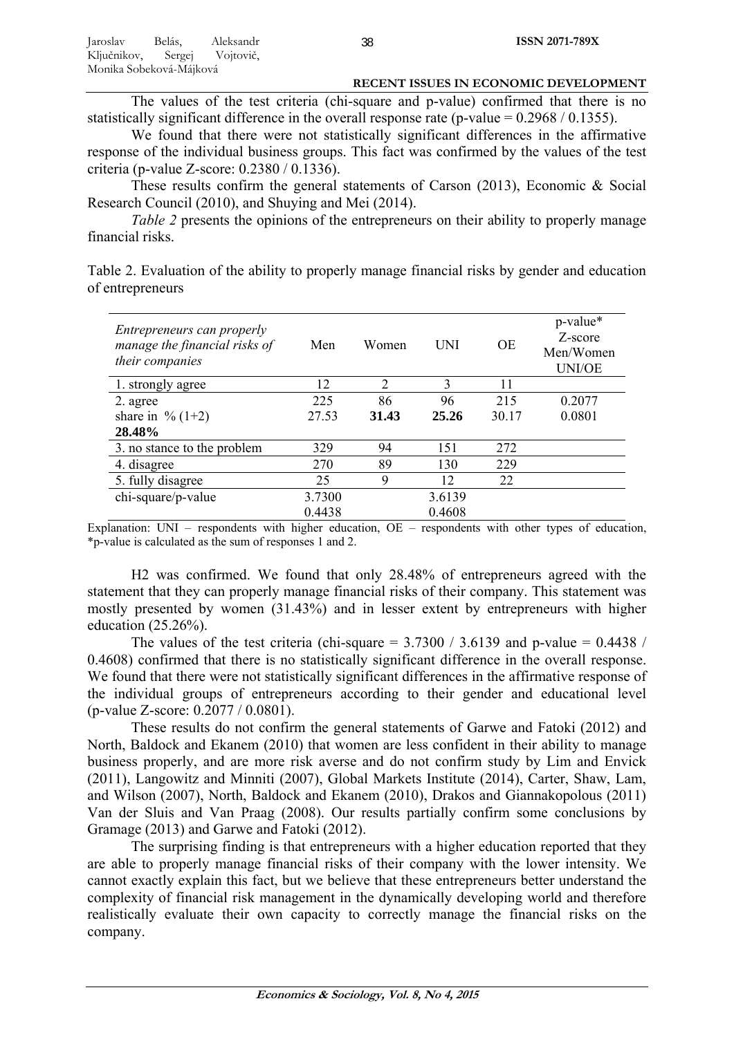The values of the test criteria (chi-square and p-value) confirmed that there is no statistically significant difference in the overall response rate (p-value = 0.2968 / 0.1355).

We found that there were not statistically significant differences in the affirmative response of the individual business groups. This fact was confirmed by the values of the test criteria (p-value Z-score: 0.2380 / 0.1336).

These results confirm the general statements of Carson (2013), Economic & Social Research Council (2010), and Shuying and Mei (2014).

*Table 2* presents the opinions of the entrepreneurs on their ability to properly manage financial risks.

Table 2. Evaluation of the ability to properly manage financial risks by gender and education of entrepreneurs

| *Entrepreneurs can properly manage the financial risks of their companies* | Men | Women | UNI | OE | p-value* Z-score Men/Women UNI/OE |
|---|---|---|---|---|---|
| 1. strongly agree | 12 | 2 | 3 | 11 | |
| 2. agree<br>share in % (1+2)<br>**28.48%** | 225<br>27.53 | 86<br>**31.43** | 96<br>**25.26** | 215<br>30.17 | 0.2077<br>0.0801 |
| 3. no stance to the problem | 329 | 94 | 151 | 272 | |
| 4. disagree | 270 | 89 | 130 | 229 | |
| 5. fully disagree | 25 | 9 | 12 | 22 | |
| chi-square/p-value | 3.7300<br>0.4438 | | 3.6139<br>0.4608 | | |

Explanation: UNI – respondents with higher education, OE – respondents with other types of education, *p-value is calculated as the sum of responses 1 and 2.

H2 was confirmed. We found that only 28.48% of entrepreneurs agreed with the statement that they can properly manage financial risks of their company. This statement was mostly presented by women (31.43%) and in lesser extent by entrepreneurs with higher education (25.26%).

The values of the test criteria (chi-square = 3.7300 / 3.6139 and p-value = 0.4438 / 0.4608) confirmed that there is no statistically significant difference in the overall response. We found that there were not statistically significant differences in the affirmative response of the individual groups of entrepreneurs according to their gender and educational level (p-value Z-score: 0.2077 / 0.0801).

These results do not confirm the general statements of Garwe and Fatoki (2012) and North, Baldock and Ekanem (2010) that women are less confident in their ability to manage business properly, and are more risk averse and do not confirm study by Lim and Envick (2011), Langowitz and Minniti (2007), Global Markets Institute (2014), Carter, Shaw, Lam, and Wilson (2007), North, Baldock and Ekanem (2010), Drakos and Giannakopolous (2011) Van der Sluis and Van Praag (2008). Our results partially confirm some conclusions by Gramage (2013) and Garwe and Fatoki (2012).

The surprising finding is that entrepreneurs with a higher education reported that they are able to properly manage financial risks of their company with the lower intensity. We cannot exactly explain this fact, but we believe that these entrepreneurs better understand the complexity of financial risk management in the dynamically developing world and therefore realistically evaluate their own capacity to correctly manage the financial risks on the company.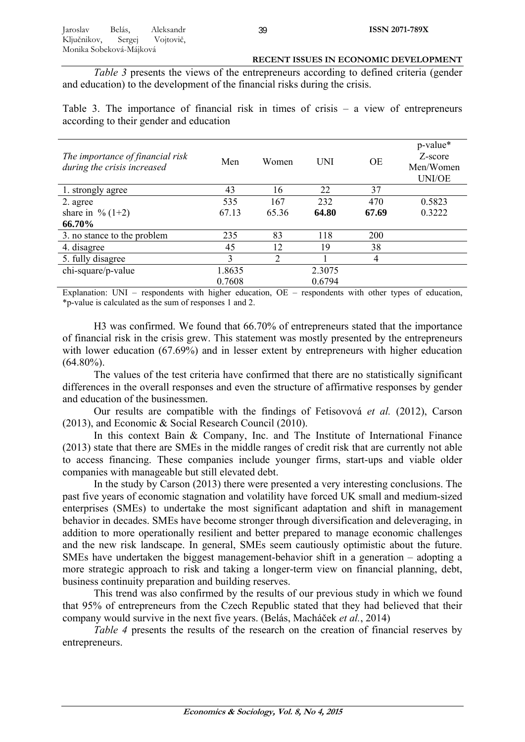*Table 3* presents the views of the entrepreneurs according to defined criteria (gender and education) to the development of the financial risks during the crisis.

Table 3. The importance of financial risk in times of crisis – a view of entrepreneurs according to their gender and education

| *The importance of financial risk during the crisis increased* | Men | Women | UNI | OE | p-value* Z-score Men/Women UNI/OE |
|---|---|---|---|---|---|
| 1. strongly agree | 43 | 16 | 22 | 37 | |
| 2. agree<br>share in % (1+2)<br>**66.70%** | 535<br>67.13 | 167<br>65.36 | 232<br>**64.80** | 470<br>**67.69** | 0.5823<br>0.3222 |
| 3. no stance to the problem | 235 | 83 | 118 | 200 | |
| 4. disagree | 45 | 12 | 19 | 38 | |
| 5. fully disagree | 3 | 2 | 1 | 4 | |
| chi-square/p-value | 1.8635<br>0.7608 | | 2.3075<br>0.6794 | | |

Explanation: UNI – respondents with higher education, OE – respondents with other types of education, *p-value is calculated as the sum of responses 1 and 2.

H3 was confirmed. We found that 66.70% of entrepreneurs stated that the importance of financial risk in the crisis grew. This statement was mostly presented by the entrepreneurs with lower education (67.69%) and in lesser extent by entrepreneurs with higher education (64.80%).

The values of the test criteria have confirmed that there are no statistically significant differences in the overall responses and even the structure of affirmative responses by gender and education of the businessmen.

Our results are compatible with the findings of Fetisovová *et al.* (2012), Carson (2013), and Economic & Social Research Council (2010).

In this context Bain & Company, Inc. and The Institute of International Finance (2013) state that there are SMEs in the middle ranges of credit risk that are currently not able to access financing. These companies include younger firms, start-ups and viable older companies with manageable but still elevated debt.

In the study by Carson (2013) there were presented a very interesting conclusions. The past five years of economic stagnation and volatility have forced UK small and medium-sized enterprises (SMEs) to undertake the most significant adaptation and shift in management behavior in decades. SMEs have become stronger through diversification and deleveraging, in addition to more operationally resilient and better prepared to manage economic challenges and the new risk landscape. In general, SMEs seem cautiously optimistic about the future. SMEs have undertaken the biggest management-behavior shift in a generation – adopting a more strategic approach to risk and taking a longer-term view on financial planning, debt, business continuity preparation and building reserves.

This trend was also confirmed by the results of our previous study in which we found that 95% of entrepreneurs from the Czech Republic stated that they had believed that their company would survive in the next five years. (Belás, Macháček *et al.*, 2014)

*Table 4* presents the results of the research on the creation of financial reserves by entrepreneurs.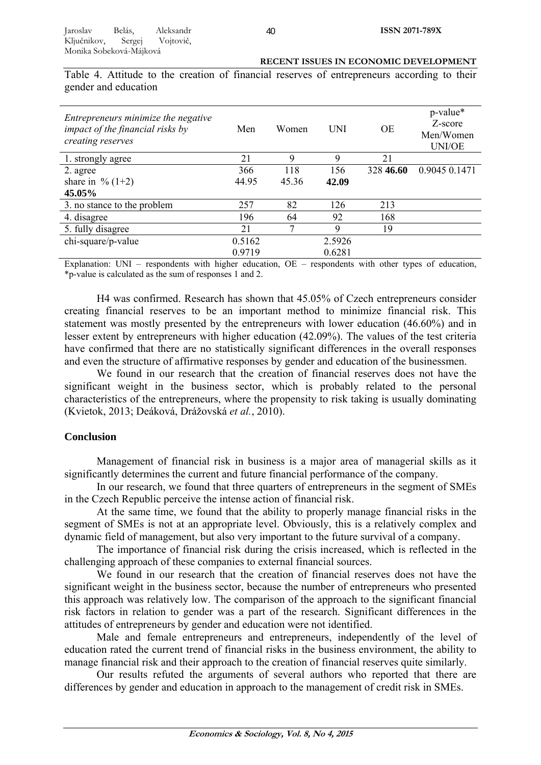Table 4. Attitude to the creation of financial reserves of entrepreneurs according to their gender and education

| *Entrepreneurs minimize the negative impact of the financial risks by creating reserves* | Men | Women | UNI | OE | p-value* Z-score Men/Women UNI/OE |
|---|---|---|---|---|---|
| 1. strongly agree | 21 | 9 | 9 | 21 | |
| 2. agree<br>share in % (1+2)<br>**45.05%** | 366<br>44.95 | 118<br>45.36 | 156<br>**42.09** | 328 **46.60** | 0.9045 0.1471 |
| 3. no stance to the problem | 257 | 82 | 126 | 213 | |
| 4. disagree | 196 | 64 | 92 | 168 | |
| 5. fully disagree | 21 | 7 | 9 | 19 | |
| chi-square/p-value | 0.5162<br>0.9719 | | 2.5926<br>0.6281 | | |

Explanation: UNI – respondents with higher education, OE – respondents with other types of education, *p-value is calculated as the sum of responses 1 and 2.

H4 was confirmed. Research has shown that 45.05% of Czech entrepreneurs consider creating financial reserves to be an important method to minimize financial risk. This statement was mostly presented by the entrepreneurs with lower education (46.60%) and in lesser extent by entrepreneurs with higher education (42.09%). The values of the test criteria have confirmed that there are no statistically significant differences in the overall responses and even the structure of affirmative responses by gender and education of the businessmen.

We found in our research that the creation of financial reserves does not have the significant weight in the business sector, which is probably related to the personal characteristics of the entrepreneurs, where the propensity to risk taking is usually dominating (Kvietok, 2013; Deáková, Drážovská *et al.*, 2010).

## Conclusion

Management of financial risk in business is a major area of managerial skills as it significantly determines the current and future financial performance of the company.

In our research, we found that three quarters of entrepreneurs in the segment of SMEs in the Czech Republic perceive the intense action of financial risk.

At the same time, we found that the ability to properly manage financial risks in the segment of SMEs is not at an appropriate level. Obviously, this is a relatively complex and dynamic field of management, but also very important to the future survival of a company.

The importance of financial risk during the crisis increased, which is reflected in the challenging approach of these companies to external financial sources.

We found in our research that the creation of financial reserves does not have the significant weight in the business sector, because the number of entrepreneurs who presented this approach was relatively low. The comparison of the approach to the significant financial risk factors in relation to gender was a part of the research. Significant differences in the attitudes of entrepreneurs by gender and education were not identified.

Male and female entrepreneurs and entrepreneurs, independently of the level of education rated the current trend of financial risks in the business environment, the ability to manage financial risk and their approach to the creation of financial reserves quite similarly.

Our results refuted the arguments of several authors who reported that there are differences by gender and education in approach to the management of credit risk in SMEs.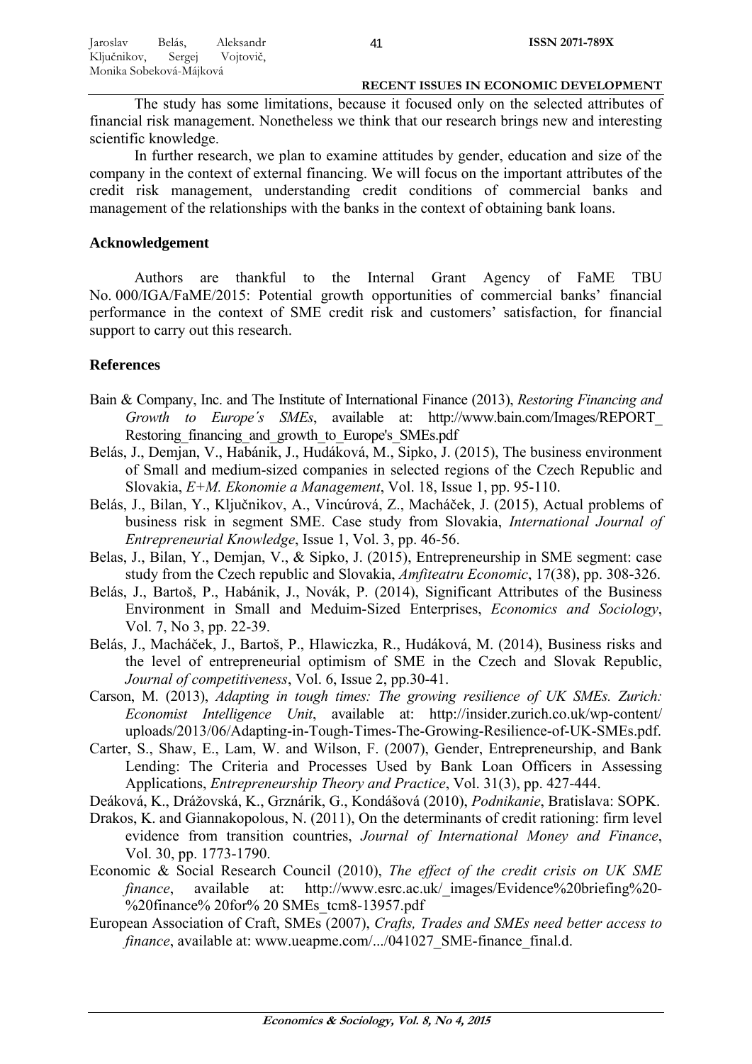The study has some limitations, because it focused only on the selected attributes of financial risk management. Nonetheless we think that our research brings new and interesting scientific knowledge.

In further research, we plan to examine attitudes by gender, education and size of the company in the context of external financing. We will focus on the important attributes of the credit risk management, understanding credit conditions of commercial banks and management of the relationships with the banks in the context of obtaining bank loans.

## Acknowledgement

Authors are thankful to the Internal Grant Agency of FaME TBU No. 000/IGA/FaME/2015: Potential growth opportunities of commercial banks' financial performance in the context of SME credit risk and customers' satisfaction, for financial support to carry out this research.

## References

Bain & Company, Inc. and The Institute of International Finance (2013), *Restoring Financing and Growth to Europe´s SMEs*, available at: http://www.bain.com/Images/REPORT_Restoring_financing_and_growth_to_Europe's_SMEs.pdf

Belás, J., Demjan, V., Habánik, J., Hudáková, M., Sipko, J. (2015), The business environment of Small and medium-sized companies in selected regions of the Czech Republic and Slovakia, *E+M. Ekonomie a Management*, Vol. 18, Issue 1, pp. 95-110.

Belás, J., Bilan, Y., Ključnikov, A., Vincúrová, Z., Macháček, J. (2015), Actual problems of business risk in segment SME. Case study from Slovakia, *International Journal of Entrepreneurial Knowledge*, Issue 1, Vol. 3, pp. 46-56.

Belas, J., Bilan, Y., Demjan, V., & Sipko, J. (2015), Entrepreneurship in SME segment: case study from the Czech republic and Slovakia, *Amfiteatru Economic*, 17(38), pp. 308-326.

Belás, J., Bartoš, P., Habánik, J., Novák, P. (2014), Significant Attributes of the Business Environment in Small and Meduim-Sized Enterprises, *Economics and Sociology*, Vol. 7, No 3, pp. 22-39.

Belás, J., Macháček, J., Bartoš, P., Hlawiczka, R., Hudáková, M. (2014), Business risks and the level of entrepreneurial optimism of SME in the Czech and Slovak Republic, *Journal of competitiveness*, Vol. 6, Issue 2, pp.30-41.

Carson, M. (2013), *Adapting in tough times: The growing resilience of UK SMEs. Zurich: Economist Intelligence Unit*, available at: http://insider.zurich.co.uk/wp-content/uploads/2013/06/Adapting-in-Tough-Times-The-Growing-Resilience-of-UK-SMEs.pdf.

Carter, S., Shaw, E., Lam, W. and Wilson, F. (2007), Gender, Entrepreneurship, and Bank Lending: The Criteria and Processes Used by Bank Loan Officers in Assessing Applications, *Entrepreneurship Theory and Practice*, Vol. 31(3), pp. 427-444.

Deáková, K., Drážovská, K., Grznárik, G., Kondášová (2010), *Podnikanie*, Bratislava: SOPK.

Drakos, K. and Giannakopolous, N. (2011), On the determinants of credit rationing: firm level evidence from transition countries, *Journal of International Money and Finance*, Vol. 30, pp. 1773-1790.

Economic & Social Research Council (2010), *The effect of the credit crisis on UK SME finance*, available at: http://www.esrc.ac.uk/_images/Evidence%20briefing%20-%20finance% 20for% 20 SMEs_tcm8-13957.pdf

European Association of Craft, SMEs (2007), *Crafts, Trades and SMEs need better access to finance*, available at: www.ueapme.com/.../041027_SME-finance_final.d.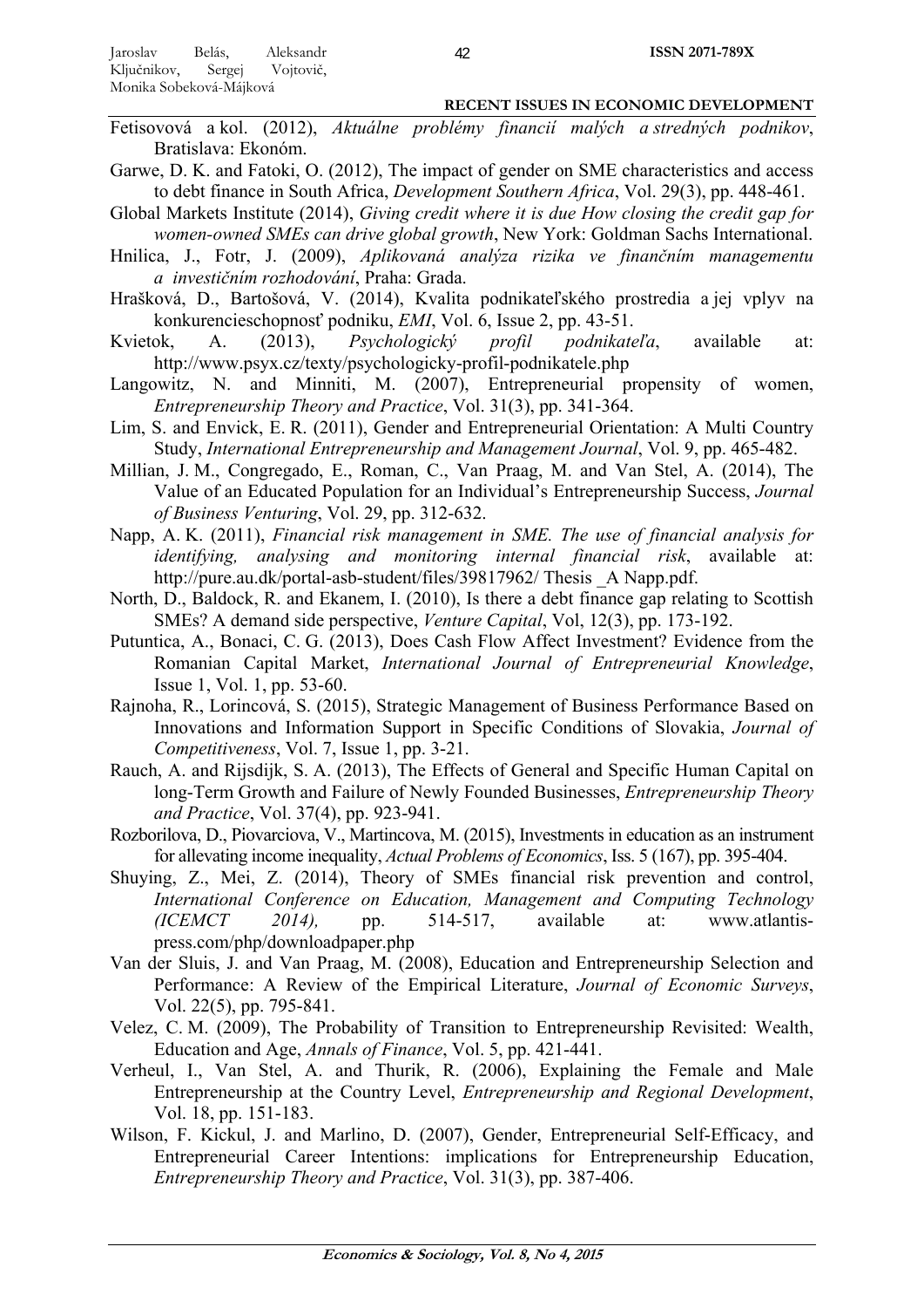Fetisovová a kol. (2012), *Aktuálne problémy financií malých a stredných podnikov*, Bratislava: Ekonóm.

Garwe, D. K. and Fatoki, O. (2012), The impact of gender on SME characteristics and access to debt finance in South Africa, *Development Southern Africa*, Vol. 29(3), pp. 448-461.

Global Markets Institute (2014), *Giving credit where it is due How closing the credit gap for women-owned SMEs can drive global growth*, New York: Goldman Sachs International.

Hnilica, J., Fotr, J. (2009), *Aplikovaná analýza rizika ve finančním managementu a investičním rozhodování*, Praha: Grada.

Hrašková, D., Bartošová, V. (2014), Kvalita podnikateľského prostredia a jej vplyv na konkurencieschopnosť podniku, *EMI*, Vol. 6, Issue 2, pp. 43-51.

Kvietok, A. (2013), *Psychologický profil podnikateľa*, available at: http://www.psyx.cz/texty/psychologicky-profil-podnikatele.php

Langowitz, N. and Minniti, M. (2007), Entrepreneurial propensity of women, *Entrepreneurship Theory and Practice*, Vol. 31(3), pp. 341-364.

Lim, S. and Envick, E. R. (2011), Gender and Entrepreneurial Orientation: A Multi Country Study, *International Entrepreneurship and Management Journal*, Vol. 9, pp. 465-482.

Millian, J. M., Congregado, E., Roman, C., Van Praag, M. and Van Stel, A. (2014), The Value of an Educated Population for an Individual's Entrepreneurship Success, *Journal of Business Venturing*, Vol. 29, pp. 312-632.

Napp, A. K. (2011), *Financial risk management in SME. The use of financial analysis for identifying, analysing and monitoring internal financial risk*, available at: http://pure.au.dk/portal-asb-student/files/39817962/ Thesis _A Napp.pdf.

North, D., Baldock, R. and Ekanem, I. (2010), Is there a debt finance gap relating to Scottish SMEs? A demand side perspective, *Venture Capital*, Vol, 12(3), pp. 173-192.

Putuntica, A., Bonaci, C. G. (2013), Does Cash Flow Affect Investment? Evidence from the Romanian Capital Market, *International Journal of Entrepreneurial Knowledge*, Issue 1, Vol. 1, pp. 53-60.

Rajnoha, R., Lorincová, S. (2015), Strategic Management of Business Performance Based on Innovations and Information Support in Specific Conditions of Slovakia, *Journal of Competitiveness*, Vol. 7, Issue 1, pp. 3-21.

Rauch, A. and Rijsdijk, S. A. (2013), The Effects of General and Specific Human Capital on long-Term Growth and Failure of Newly Founded Businesses, *Entrepreneurship Theory and Practice*, Vol. 37(4), pp. 923-941.

Rozborilova, D., Piovarciova, V., Martincova, M. (2015), Investments in education as an instrument for allevating income inequality, *Actual Problems of Economics*, Iss. 5 (167), pp. 395-404.

Shuying, Z., Mei, Z. (2014), Theory of SMEs financial risk prevention and control, *International Conference on Education, Management and Computing Technology (ICEMCT 2014),* pp. 514-517, available at: www.atlantis-press.com/php/downloadpaper.php

Van der Sluis, J. and Van Praag, M. (2008), Education and Entrepreneurship Selection and Performance: A Review of the Empirical Literature, *Journal of Economic Surveys*, Vol. 22(5), pp. 795-841.

Velez, C. M. (2009), The Probability of Transition to Entrepreneurship Revisited: Wealth, Education and Age, *Annals of Finance*, Vol. 5, pp. 421-441.

Verheul, I., Van Stel, A. and Thurik, R. (2006), Explaining the Female and Male Entrepreneurship at the Country Level, *Entrepreneurship and Regional Development*, Vol. 18, pp. 151-183.

Wilson, F. Kickul, J. and Marlino, D. (2007), Gender, Entrepreneurial Self-Efficacy, and Entrepreneurial Career Intentions: implications for Entrepreneurship Education, *Entrepreneurship Theory and Practice*, Vol. 31(3), pp. 387-406.